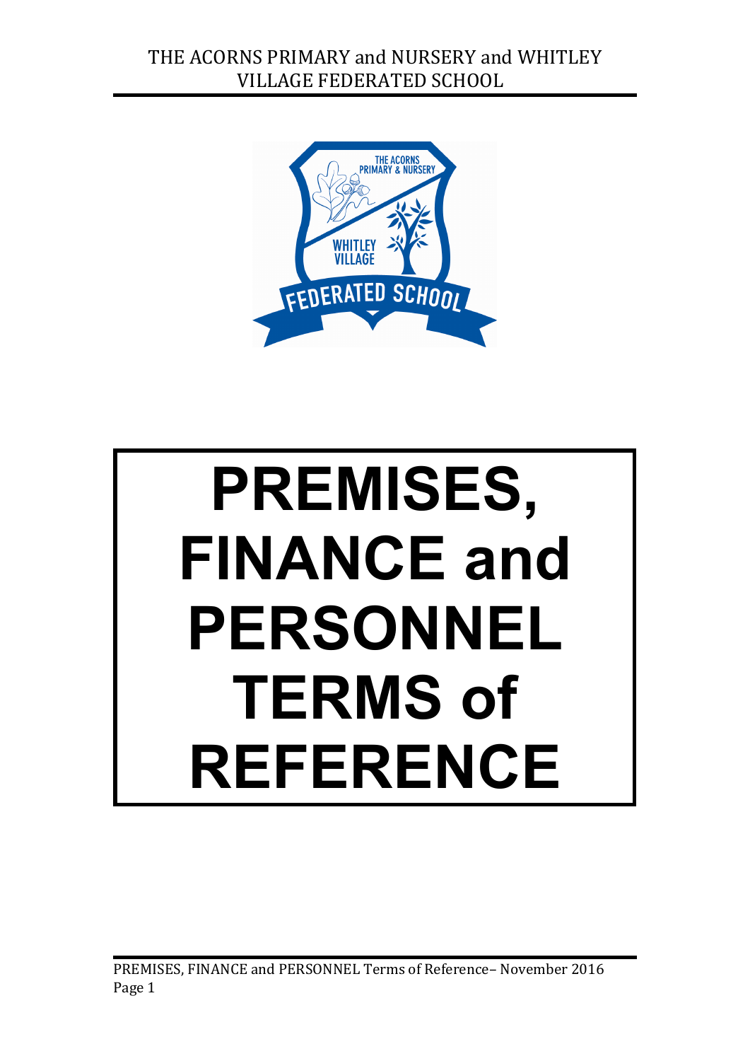# PREMISES, FINANCE and PERSONNEL TERMS of REFERENCE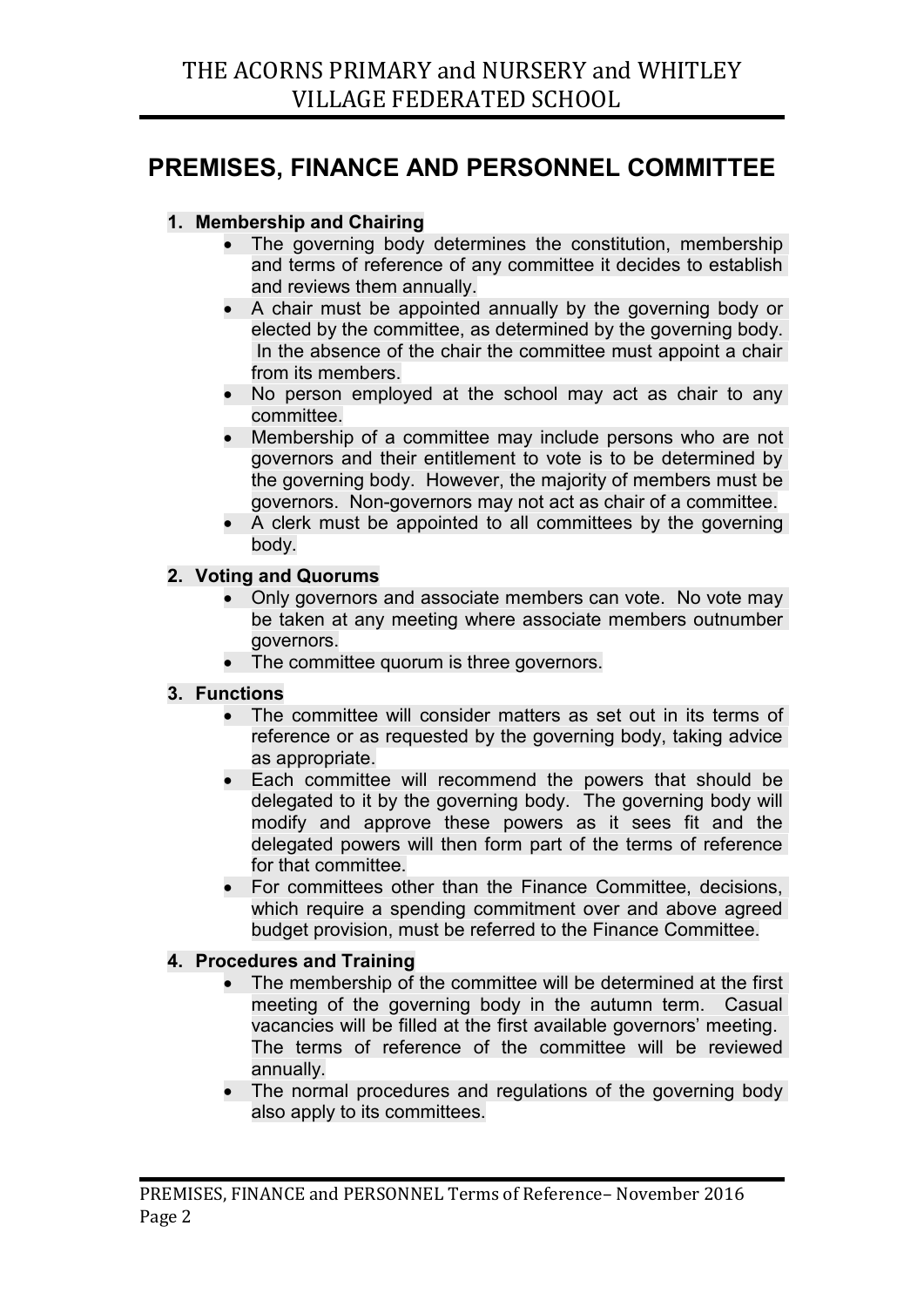# PREMISES, FINANCE AND PERSONNEL COMMITTEE

**1. Membership and Chairing**

- The governing body determines the constitution, membership and terms of reference of any committee it decides to establish and reviews them annually.
- A chair must be appointed annually by the governing body or elected by the committee, as determined by the governing body. In the absence of the chair the committee must appoint a chair from its members.
- No person employed at the school may act as chair to any committee.
- Membership of a committee may include persons who are not governors and their entitlement to vote is to be determined by the governing body. However, the majority of members must be governors. Non-governors may not act as chair of a committee.
- A clerk must be appointed to all committees by the governing body.

**2. Voting and Quorums**

- Only governors and associate members can vote. No vote may be taken at any meeting where associate members outnumber governors.
- The committee quorum is three governors.

**3. Functions**

- The committee will consider matters as set out in its terms of reference or as requested by the governing body, taking advice as appropriate.
- Each committee will recommend the powers that should be delegated to it by the governing body. The governing body will modify and approve these powers as it sees fit and the delegated powers will then form part of the terms of reference for that committee.
- For committees other than the Finance Committee, decisions, which require a spending commitment over and above agreed budget provision, must be referred to the Finance Committee.

**4. Procedures and Training**

- The membership of the committee will be determined at the first meeting of the governing body in the autumn term. Casual vacancies will be filled at the first available governors' meeting. The terms of reference of the committee will be reviewed annually.
- The normal procedures and regulations of the governing body also apply to its committees.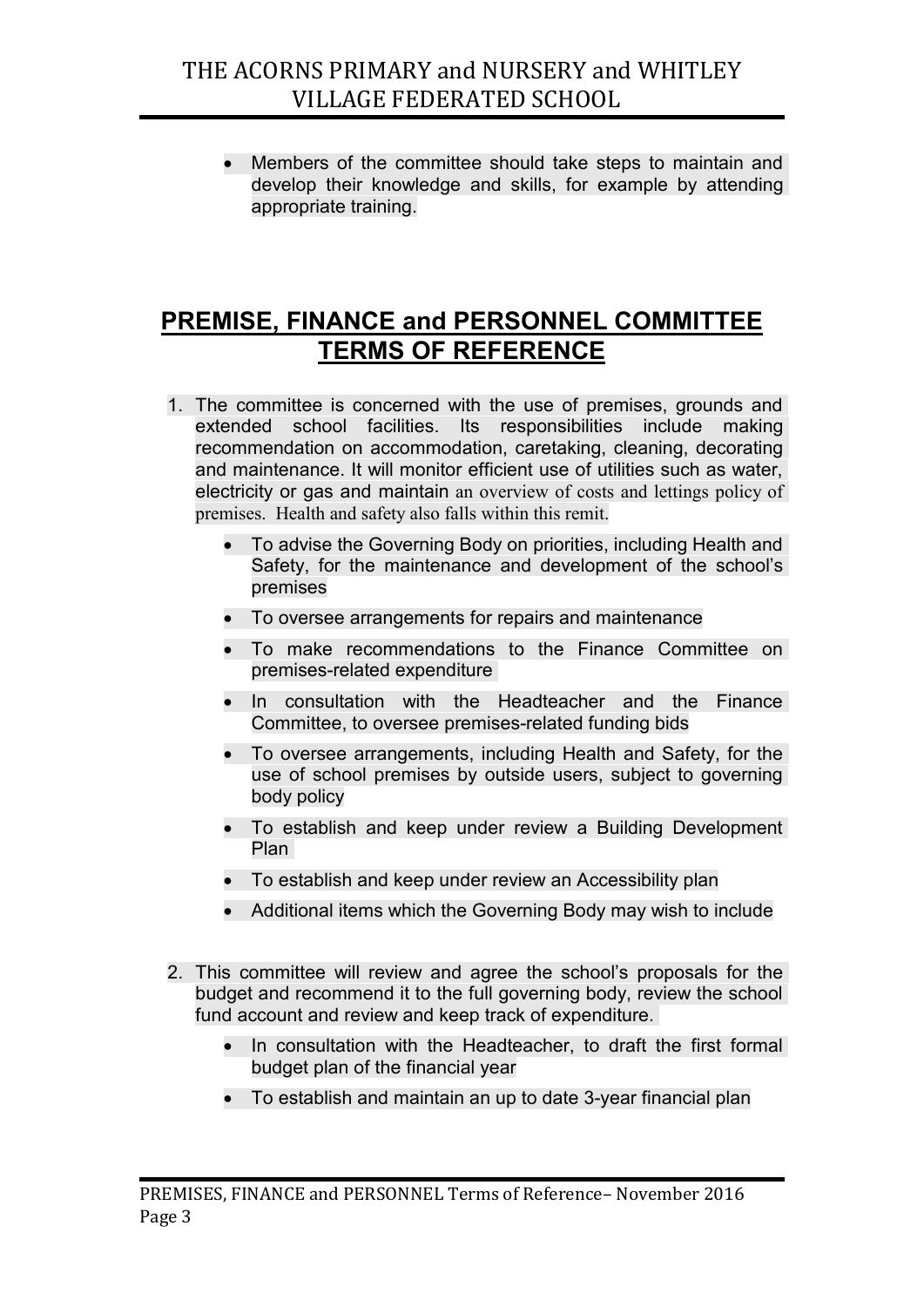- Members of the committee should take steps to maintain and develop their knowledge and skills, for example by attending appropriate training.

## PREMISE, FINANCE and PERSONNEL COMMITTEE TERMS OF REFERENCE

1. The committee is concerned with the use of premises, grounds and extended school facilities. Its responsibilities include making recommendation on accommodation, caretaking, cleaning, decorating and maintenance. It will monitor efficient use of utilities such as water, electricity or gas and maintain an overview of costs and lettings policy of premises. Health and safety also falls within this remit.
    - To advise the Governing Body on priorities, including Health and Safety, for the maintenance and development of the school's premises
    - To oversee arrangements for repairs and maintenance
    - To make recommendations to the Finance Committee on premises-related expenditure
    - In consultation with the Headteacher and the Finance Committee, to oversee premises-related funding bids
    - To oversee arrangements, including Health and Safety, for the use of school premises by outside users, subject to governing body policy
    - To establish and keep under review a Building Development Plan
    - To establish and keep under review an Accessibility plan
    - Additional items which the Governing Body may wish to include

2. This committee will review and agree the school's proposals for the budget and recommend it to the full governing body, review the school fund account and review and keep track of expenditure.
    - In consultation with the Headteacher, to draft the first formal budget plan of the financial year
    - To establish and maintain an up to date 3-year financial plan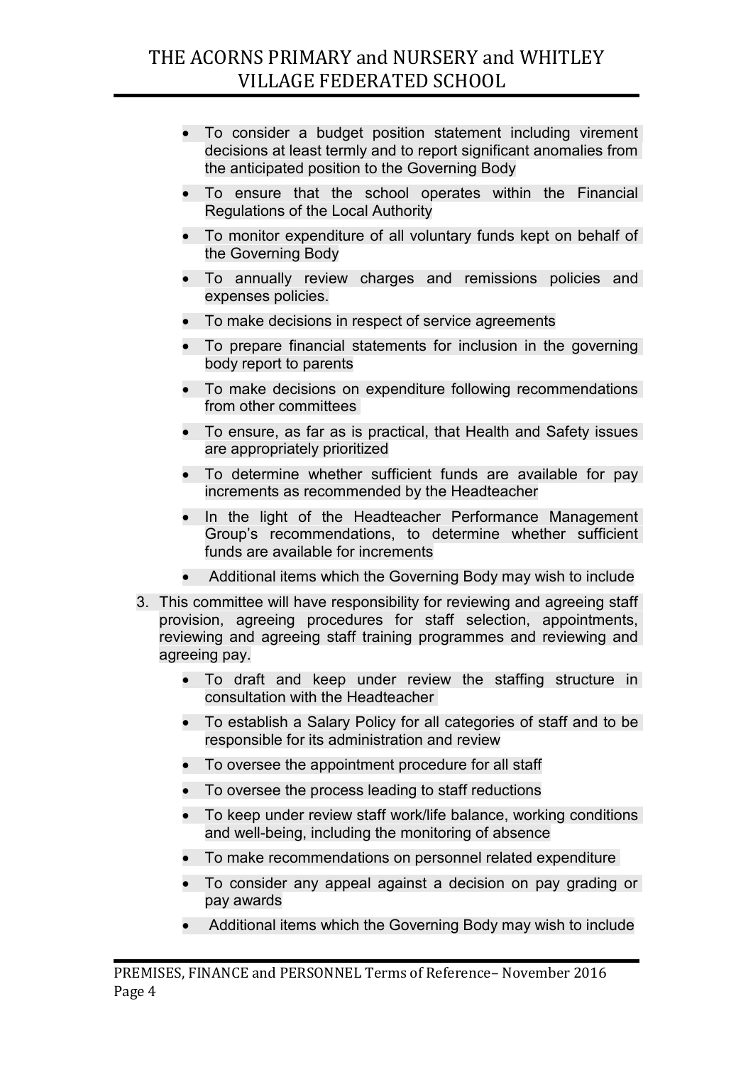- To consider a budget position statement including virement decisions at least termly and to report significant anomalies from the anticipated position to the Governing Body
- To ensure that the school operates within the Financial Regulations of the Local Authority
- To monitor expenditure of all voluntary funds kept on behalf of the Governing Body
- To annually review charges and remissions policies and expenses policies.
- To make decisions in respect of service agreements
- To prepare financial statements for inclusion in the governing body report to parents
- To make decisions on expenditure following recommendations from other committees
- To ensure, as far as is practical, that Health and Safety issues are appropriately prioritized
- To determine whether sufficient funds are available for pay increments as recommended by the Headteacher
- In the light of the Headteacher Performance Management Group's recommendations, to determine whether sufficient funds are available for increments
- Additional items which the Governing Body may wish to include

3. This committee will have responsibility for reviewing and agreeing staff provision, agreeing procedures for staff selection, appointments, reviewing and agreeing staff training programmes and reviewing and agreeing pay.

    - To draft and keep under review the staffing structure in consultation with the Headteacher
    - To establish a Salary Policy for all categories of staff and to be responsible for its administration and review
    - To oversee the appointment procedure for all staff
    - To oversee the process leading to staff reductions
    - To keep under review staff work/life balance, working conditions and well-being, including the monitoring of absence
    - To make recommendations on personnel related expenditure
    - To consider any appeal against a decision on pay grading or pay awards
    - Additional items which the Governing Body may wish to include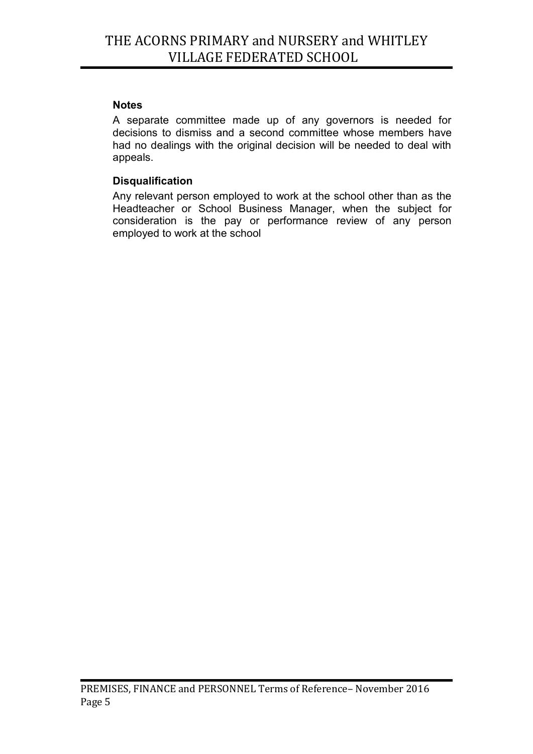### Notes

A separate committee made up of any governors is needed for decisions to dismiss and a second committee whose members have had no dealings with the original decision will be needed to deal with appeals.

### Disqualification

Any relevant person employed to work at the school other than as the Headteacher or School Business Manager, when the subject for consideration is the pay or performance review of any person employed to work at the school